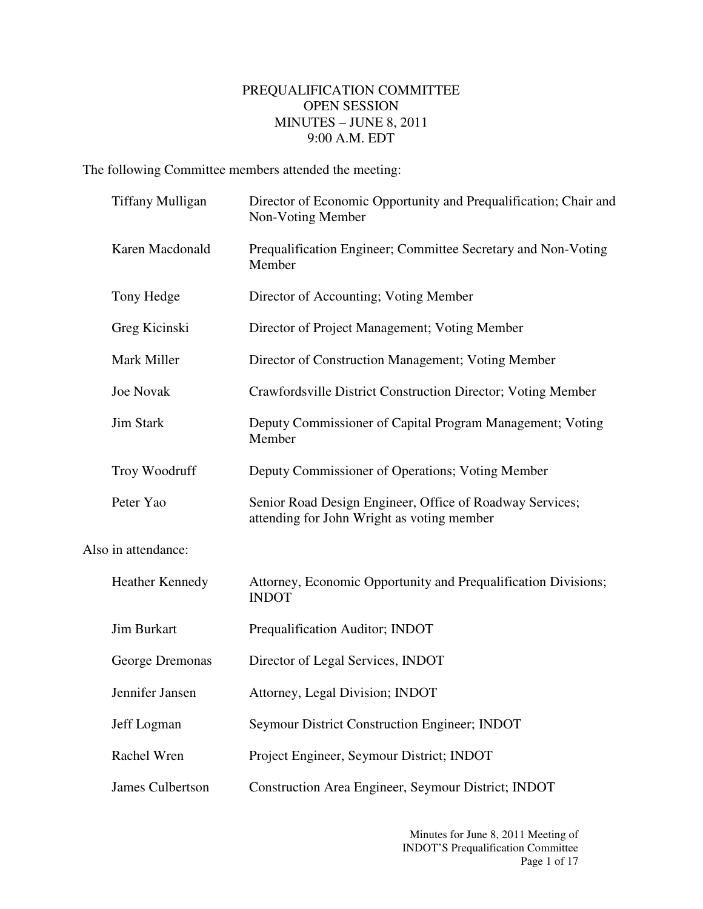# PREQUALIFICATION COMMITTEE
## OPEN SESSION
## MINUTES – JUNE 8, 2011
## 9:00 A.M. EDT

The following Committee members attended the meeting:

| | |
|---|---|
| Tiffany Mulligan | Director of Economic Opportunity and Prequalification; Chair and Non-Voting Member |
| Karen Macdonald | Prequalification Engineer; Committee Secretary and Non-Voting Member |
| Tony Hedge | Director of Accounting; Voting Member |
| Greg Kicinski | Director of Project Management; Voting Member |
| Mark Miller | Director of Construction Management; Voting Member |
| Joe Novak | Crawfordsville District Construction Director; Voting Member |
| Jim Stark | Deputy Commissioner of Capital Program Management; Voting Member |
| Troy Woodruff | Deputy Commissioner of Operations; Voting Member |
| Peter Yao | Senior Road Design Engineer, Office of Roadway Services; attending for John Wright as voting member |

Also in attendance:

| | |
|---|---|
| Heather Kennedy | Attorney, Economic Opportunity and Prequalification Divisions; INDOT |
| Jim Burkart | Prequalification Auditor; INDOT |
| George Dremonas | Director of Legal Services, INDOT |
| Jennifer Jansen | Attorney, Legal Division; INDOT |
| Jeff Logman | Seymour District Construction Engineer; INDOT |
| Rachel Wren | Project Engineer, Seymour District; INDOT |
| James Culbertson | Construction Area Engineer, Seymour District; INDOT |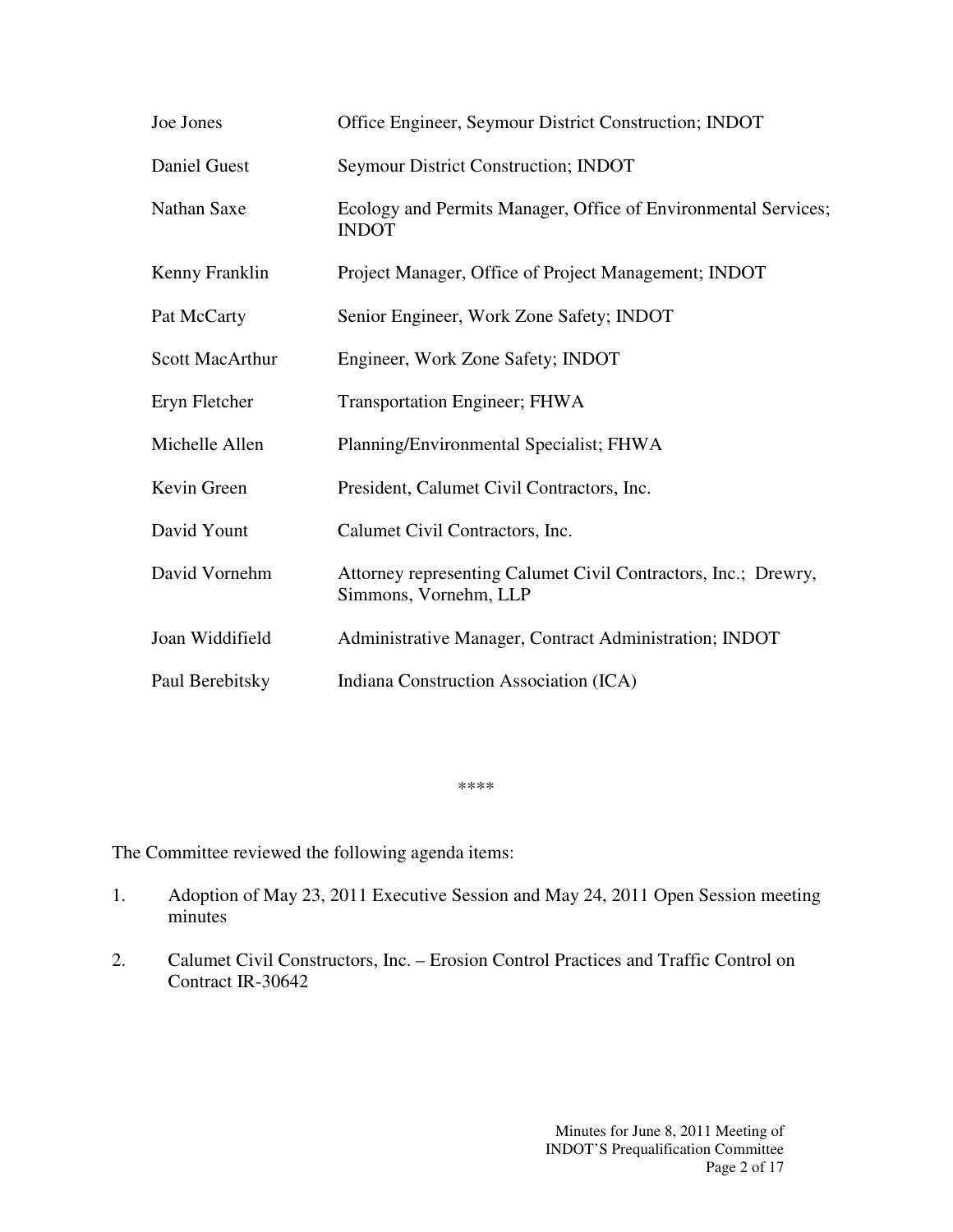| | |
|---|---|
| Joe Jones | Office Engineer, Seymour District Construction; INDOT |
| Daniel Guest | Seymour District Construction; INDOT |
| Nathan Saxe | Ecology and Permits Manager, Office of Environmental Services; INDOT |
| Kenny Franklin | Project Manager, Office of Project Management; INDOT |
| Pat McCarty | Senior Engineer, Work Zone Safety; INDOT |
| Scott MacArthur | Engineer, Work Zone Safety; INDOT |
| Eryn Fletcher | Transportation Engineer; FHWA |
| Michelle Allen | Planning/Environmental Specialist; FHWA |
| Kevin Green | President, Calumet Civil Contractors, Inc. |
| David Yount | Calumet Civil Contractors, Inc. |
| David Vornehm | Attorney representing Calumet Civil Contractors, Inc.; Drewry, Simmons, Vornehm, LLP |
| Joan Widdifield | Administrative Manager, Contract Administration; INDOT |
| Paul Berebitsky | Indiana Construction Association (ICA) |

****

The Committee reviewed the following agenda items:

1. Adoption of May 23, 2011 Executive Session and May 24, 2011 Open Session meeting minutes

2. Calumet Civil Constructors, Inc. – Erosion Control Practices and Traffic Control on Contract IR-30642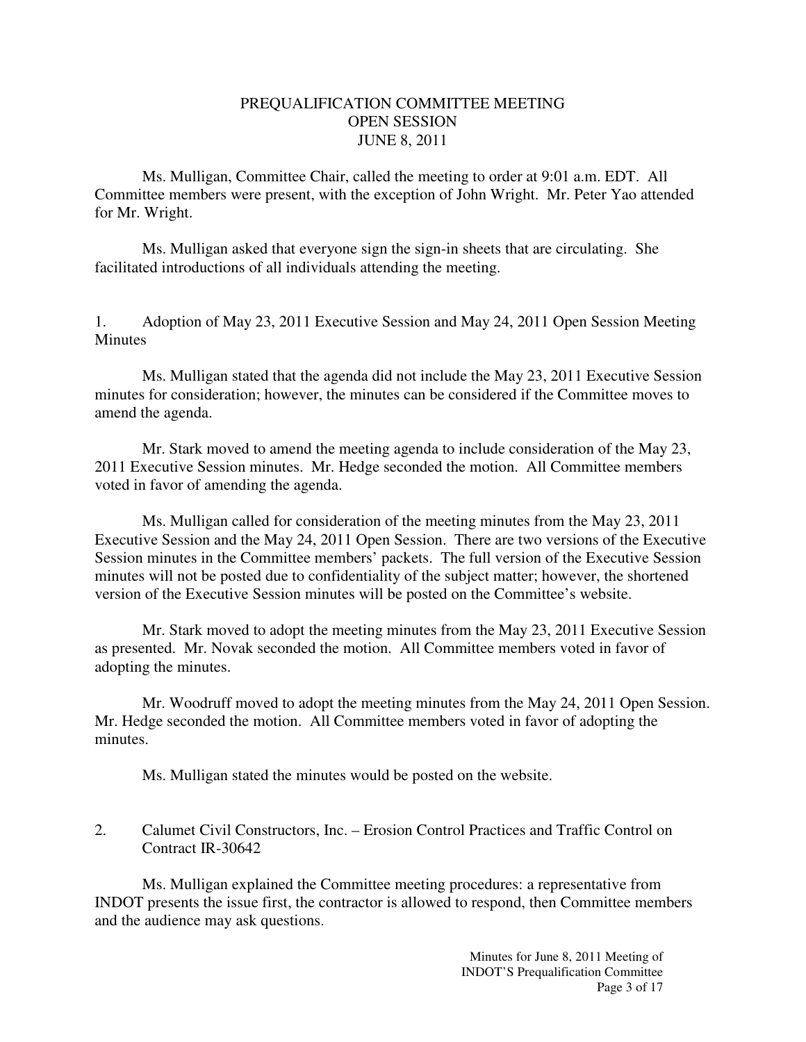# PREQUALIFICATION COMMITTEE MEETING
## OPEN SESSION
## JUNE 8, 2011

Ms. Mulligan, Committee Chair, called the meeting to order at 9:01 a.m. EDT. All Committee members were present, with the exception of John Wright. Mr. Peter Yao attended for Mr. Wright.

Ms. Mulligan asked that everyone sign the sign-in sheets that are circulating. She facilitated introductions of all individuals attending the meeting.

1. Adoption of May 23, 2011 Executive Session and May 24, 2011 Open Session Meeting Minutes

Ms. Mulligan stated that the agenda did not include the May 23, 2011 Executive Session minutes for consideration; however, the minutes can be considered if the Committee moves to amend the agenda.

Mr. Stark moved to amend the meeting agenda to include consideration of the May 23, 2011 Executive Session minutes. Mr. Hedge seconded the motion. All Committee members voted in favor of amending the agenda.

Ms. Mulligan called for consideration of the meeting minutes from the May 23, 2011 Executive Session and the May 24, 2011 Open Session. There are two versions of the Executive Session minutes in the Committee members' packets. The full version of the Executive Session minutes will not be posted due to confidentiality of the subject matter; however, the shortened version of the Executive Session minutes will be posted on the Committee's website.

Mr. Stark moved to adopt the meeting minutes from the May 23, 2011 Executive Session as presented. Mr. Novak seconded the motion. All Committee members voted in favor of adopting the minutes.

Mr. Woodruff moved to adopt the meeting minutes from the May 24, 2011 Open Session. Mr. Hedge seconded the motion. All Committee members voted in favor of adopting the minutes.

Ms. Mulligan stated the minutes would be posted on the website.

2. Calumet Civil Constructors, Inc. – Erosion Control Practices and Traffic Control on Contract IR-30642

Ms. Mulligan explained the Committee meeting procedures: a representative from INDOT presents the issue first, the contractor is allowed to respond, then Committee members and the audience may ask questions.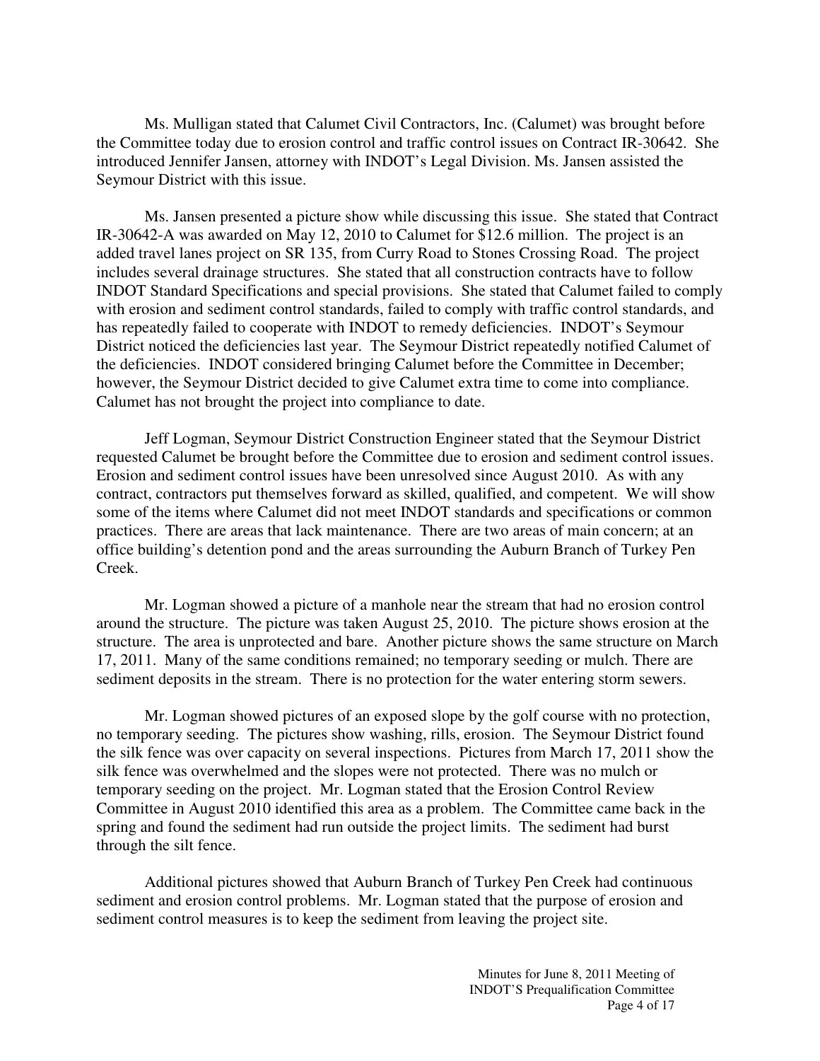Ms. Mulligan stated that Calumet Civil Contractors, Inc. (Calumet) was brought before the Committee today due to erosion control and traffic control issues on Contract IR-30642. She introduced Jennifer Jansen, attorney with INDOT's Legal Division. Ms. Jansen assisted the Seymour District with this issue.

Ms. Jansen presented a picture show while discussing this issue. She stated that Contract IR-30642-A was awarded on May 12, 2010 to Calumet for $12.6 million. The project is an added travel lanes project on SR 135, from Curry Road to Stones Crossing Road. The project includes several drainage structures. She stated that all construction contracts have to follow INDOT Standard Specifications and special provisions. She stated that Calumet failed to comply with erosion and sediment control standards, failed to comply with traffic control standards, and has repeatedly failed to cooperate with INDOT to remedy deficiencies. INDOT's Seymour District noticed the deficiencies last year. The Seymour District repeatedly notified Calumet of the deficiencies. INDOT considered bringing Calumet before the Committee in December; however, the Seymour District decided to give Calumet extra time to come into compliance. Calumet has not brought the project into compliance to date.

Jeff Logman, Seymour District Construction Engineer stated that the Seymour District requested Calumet be brought before the Committee due to erosion and sediment control issues. Erosion and sediment control issues have been unresolved since August 2010. As with any contract, contractors put themselves forward as skilled, qualified, and competent. We will show some of the items where Calumet did not meet INDOT standards and specifications or common practices. There are areas that lack maintenance. There are two areas of main concern; at an office building's detention pond and the areas surrounding the Auburn Branch of Turkey Pen Creek.

Mr. Logman showed a picture of a manhole near the stream that had no erosion control around the structure. The picture was taken August 25, 2010. The picture shows erosion at the structure. The area is unprotected and bare. Another picture shows the same structure on March 17, 2011. Many of the same conditions remained; no temporary seeding or mulch. There are sediment deposits in the stream. There is no protection for the water entering storm sewers.

Mr. Logman showed pictures of an exposed slope by the golf course with no protection, no temporary seeding. The pictures show washing, rills, erosion. The Seymour District found the silk fence was over capacity on several inspections. Pictures from March 17, 2011 show the silk fence was overwhelmed and the slopes were not protected. There was no mulch or temporary seeding on the project. Mr. Logman stated that the Erosion Control Review Committee in August 2010 identified this area as a problem. The Committee came back in the spring and found the sediment had run outside the project limits. The sediment had burst through the silt fence.

Additional pictures showed that Auburn Branch of Turkey Pen Creek had continuous sediment and erosion control problems. Mr. Logman stated that the purpose of erosion and sediment control measures is to keep the sediment from leaving the project site.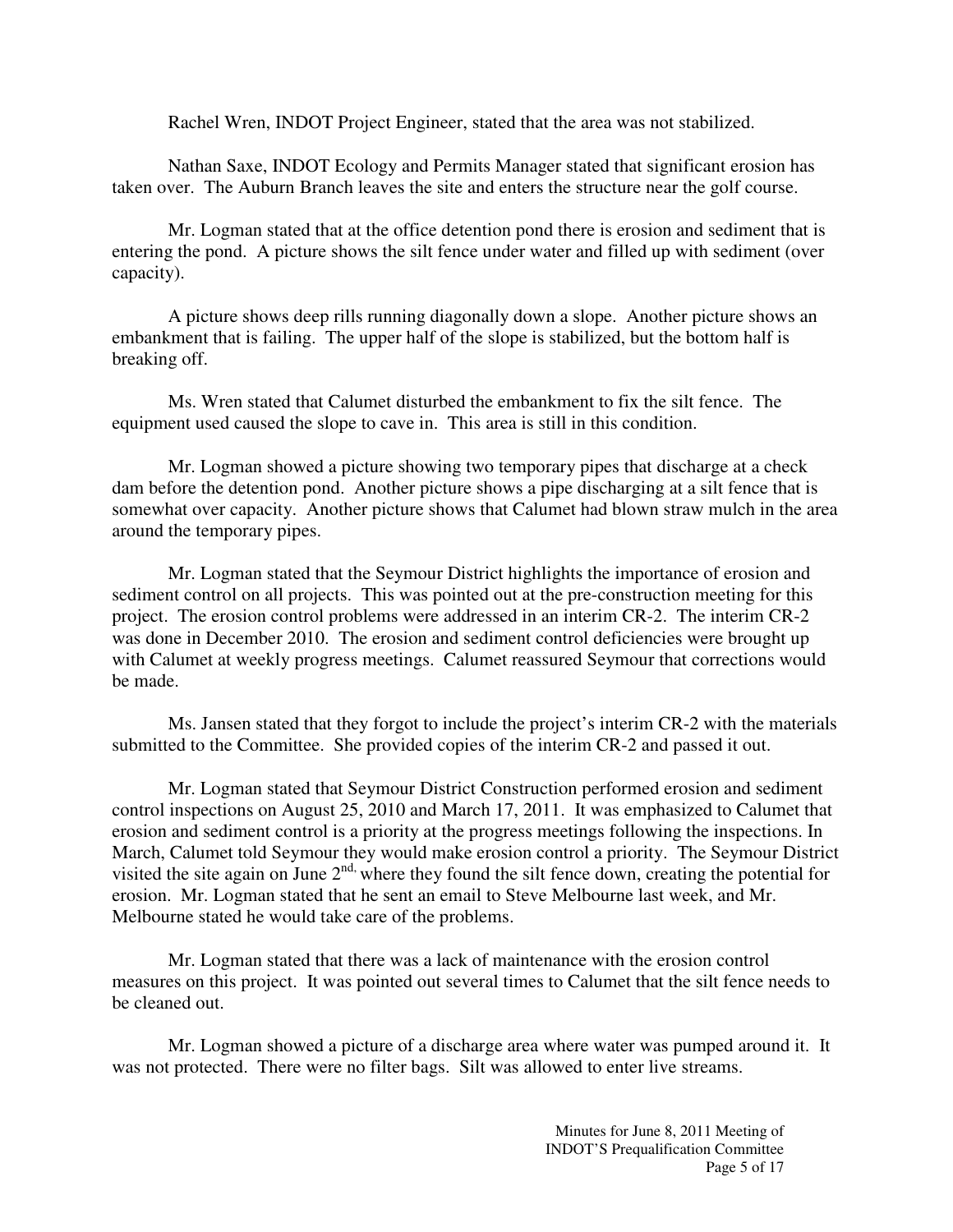Rachel Wren, INDOT Project Engineer, stated that the area was not stabilized.

Nathan Saxe, INDOT Ecology and Permits Manager stated that significant erosion has taken over. The Auburn Branch leaves the site and enters the structure near the golf course.

Mr. Logman stated that at the office detention pond there is erosion and sediment that is entering the pond. A picture shows the silt fence under water and filled up with sediment (over capacity).

A picture shows deep rills running diagonally down a slope. Another picture shows an embankment that is failing. The upper half of the slope is stabilized, but the bottom half is breaking off.

Ms. Wren stated that Calumet disturbed the embankment to fix the silt fence. The equipment used caused the slope to cave in. This area is still in this condition.

Mr. Logman showed a picture showing two temporary pipes that discharge at a check dam before the detention pond. Another picture shows a pipe discharging at a silt fence that is somewhat over capacity. Another picture shows that Calumet had blown straw mulch in the area around the temporary pipes.

Mr. Logman stated that the Seymour District highlights the importance of erosion and sediment control on all projects. This was pointed out at the pre-construction meeting for this project. The erosion control problems were addressed in an interim CR-2. The interim CR-2 was done in December 2010. The erosion and sediment control deficiencies were brought up with Calumet at weekly progress meetings. Calumet reassured Seymour that corrections would be made.

Ms. Jansen stated that they forgot to include the project's interim CR-2 with the materials submitted to the Committee. She provided copies of the interim CR-2 and passed it out.

Mr. Logman stated that Seymour District Construction performed erosion and sediment control inspections on August 25, 2010 and March 17, 2011. It was emphasized to Calumet that erosion and sediment control is a priority at the progress meetings following the inspections. In March, Calumet told Seymour they would make erosion control a priority. The Seymour District visited the site again on June 2nd, where they found the silt fence down, creating the potential for erosion. Mr. Logman stated that he sent an email to Steve Melbourne last week, and Mr. Melbourne stated he would take care of the problems.

Mr. Logman stated that there was a lack of maintenance with the erosion control measures on this project. It was pointed out several times to Calumet that the silt fence needs to be cleaned out.

Mr. Logman showed a picture of a discharge area where water was pumped around it. It was not protected. There were no filter bags. Silt was allowed to enter live streams.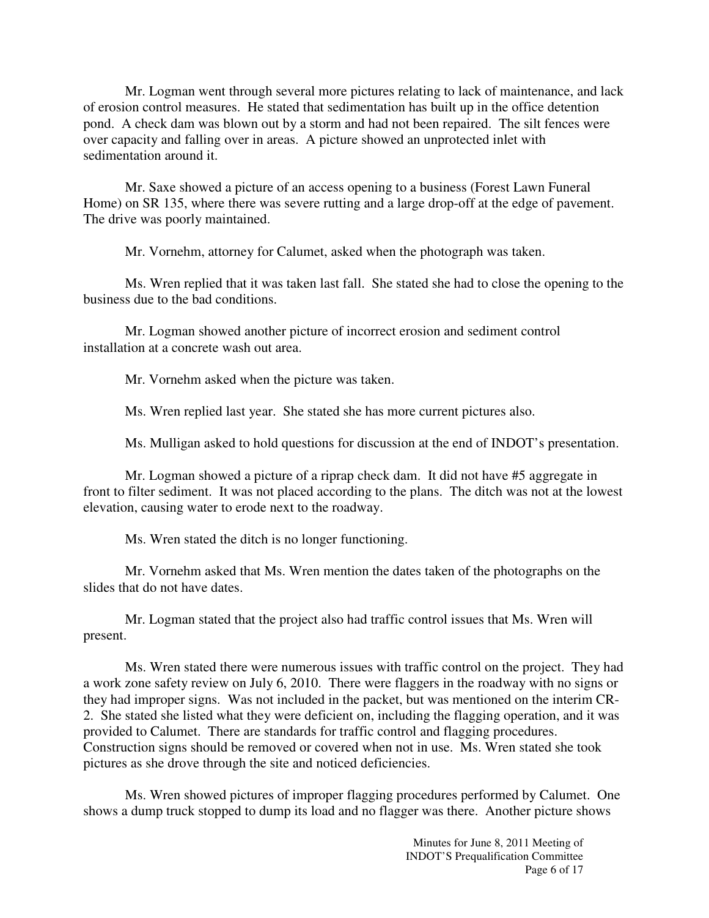Mr. Logman went through several more pictures relating to lack of maintenance, and lack of erosion control measures. He stated that sedimentation has built up in the office detention pond. A check dam was blown out by a storm and had not been repaired. The silt fences were over capacity and falling over in areas. A picture showed an unprotected inlet with sedimentation around it.

Mr. Saxe showed a picture of an access opening to a business (Forest Lawn Funeral Home) on SR 135, where there was severe rutting and a large drop-off at the edge of pavement. The drive was poorly maintained.

Mr. Vornehm, attorney for Calumet, asked when the photograph was taken.

Ms. Wren replied that it was taken last fall. She stated she had to close the opening to the business due to the bad conditions.

Mr. Logman showed another picture of incorrect erosion and sediment control installation at a concrete wash out area.

Mr. Vornehm asked when the picture was taken.

Ms. Wren replied last year. She stated she has more current pictures also.

Ms. Mulligan asked to hold questions for discussion at the end of INDOT's presentation.

Mr. Logman showed a picture of a riprap check dam. It did not have #5 aggregate in front to filter sediment. It was not placed according to the plans. The ditch was not at the lowest elevation, causing water to erode next to the roadway.

Ms. Wren stated the ditch is no longer functioning.

Mr. Vornehm asked that Ms. Wren mention the dates taken of the photographs on the slides that do not have dates.

Mr. Logman stated that the project also had traffic control issues that Ms. Wren will present.

Ms. Wren stated there were numerous issues with traffic control on the project. They had a work zone safety review on July 6, 2010. There were flaggers in the roadway with no signs or they had improper signs. Was not included in the packet, but was mentioned on the interim CR-2. She stated she listed what they were deficient on, including the flagging operation, and it was provided to Calumet. There are standards for traffic control and flagging procedures. Construction signs should be removed or covered when not in use. Ms. Wren stated she took pictures as she drove through the site and noticed deficiencies.

Ms. Wren showed pictures of improper flagging procedures performed by Calumet. One shows a dump truck stopped to dump its load and no flagger was there. Another picture shows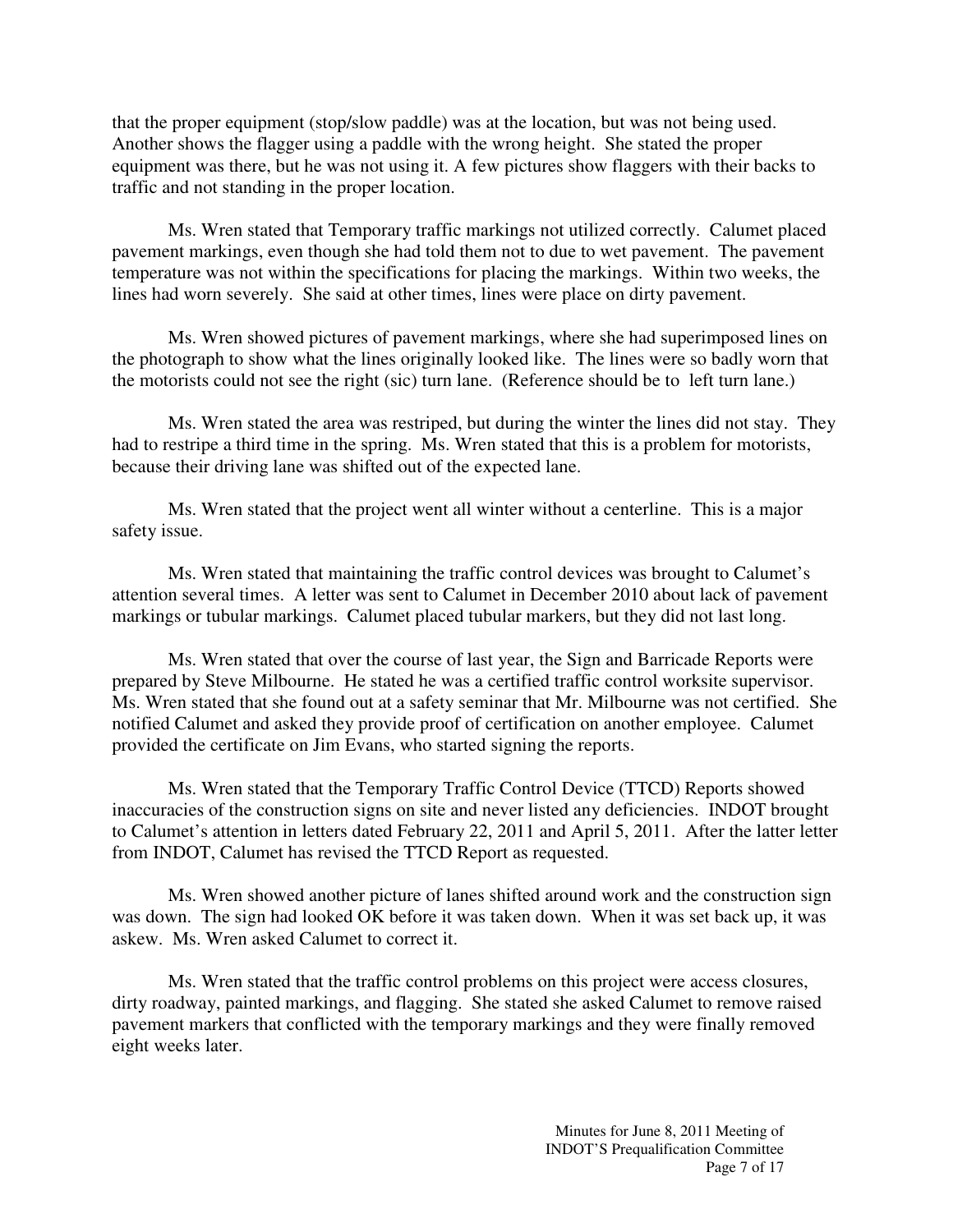that the proper equipment (stop/slow paddle) was at the location, but was not being used. Another shows the flagger using a paddle with the wrong height. She stated the proper equipment was there, but he was not using it. A few pictures show flaggers with their backs to traffic and not standing in the proper location.

Ms. Wren stated that Temporary traffic markings not utilized correctly. Calumet placed pavement markings, even though she had told them not to due to wet pavement. The pavement temperature was not within the specifications for placing the markings. Within two weeks, the lines had worn severely. She said at other times, lines were place on dirty pavement.

Ms. Wren showed pictures of pavement markings, where she had superimposed lines on the photograph to show what the lines originally looked like. The lines were so badly worn that the motorists could not see the right (sic) turn lane. (Reference should be to left turn lane.)

Ms. Wren stated the area was restriped, but during the winter the lines did not stay. They had to restripe a third time in the spring. Ms. Wren stated that this is a problem for motorists, because their driving lane was shifted out of the expected lane.

Ms. Wren stated that the project went all winter without a centerline. This is a major safety issue.

Ms. Wren stated that maintaining the traffic control devices was brought to Calumet's attention several times. A letter was sent to Calumet in December 2010 about lack of pavement markings or tubular markings. Calumet placed tubular markers, but they did not last long.

Ms. Wren stated that over the course of last year, the Sign and Barricade Reports were prepared by Steve Milbourne. He stated he was a certified traffic control worksite supervisor. Ms. Wren stated that she found out at a safety seminar that Mr. Milbourne was not certified. She notified Calumet and asked they provide proof of certification on another employee. Calumet provided the certificate on Jim Evans, who started signing the reports.

Ms. Wren stated that the Temporary Traffic Control Device (TTCD) Reports showed inaccuracies of the construction signs on site and never listed any deficiencies. INDOT brought to Calumet's attention in letters dated February 22, 2011 and April 5, 2011. After the latter letter from INDOT, Calumet has revised the TTCD Report as requested.

Ms. Wren showed another picture of lanes shifted around work and the construction sign was down. The sign had looked OK before it was taken down. When it was set back up, it was askew. Ms. Wren asked Calumet to correct it.

Ms. Wren stated that the traffic control problems on this project were access closures, dirty roadway, painted markings, and flagging. She stated she asked Calumet to remove raised pavement markers that conflicted with the temporary markings and they were finally removed eight weeks later.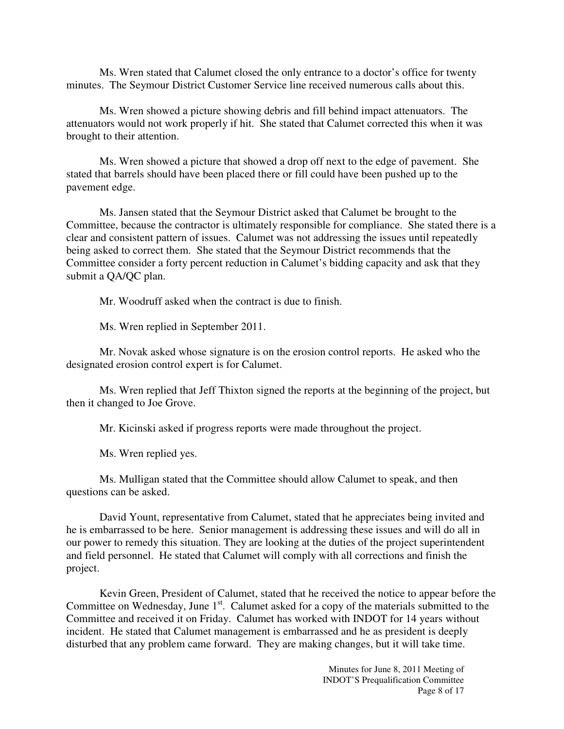Ms. Wren stated that Calumet closed the only entrance to a doctor's office for twenty minutes. The Seymour District Customer Service line received numerous calls about this.

Ms. Wren showed a picture showing debris and fill behind impact attenuators. The attenuators would not work properly if hit. She stated that Calumet corrected this when it was brought to their attention.

Ms. Wren showed a picture that showed a drop off next to the edge of pavement. She stated that barrels should have been placed there or fill could have been pushed up to the pavement edge.

Ms. Jansen stated that the Seymour District asked that Calumet be brought to the Committee, because the contractor is ultimately responsible for compliance. She stated there is a clear and consistent pattern of issues. Calumet was not addressing the issues until repeatedly being asked to correct them. She stated that the Seymour District recommends that the Committee consider a forty percent reduction in Calumet's bidding capacity and ask that they submit a QA/QC plan.

Mr. Woodruff asked when the contract is due to finish.

Ms. Wren replied in September 2011.

Mr. Novak asked whose signature is on the erosion control reports. He asked who the designated erosion control expert is for Calumet.

Ms. Wren replied that Jeff Thixton signed the reports at the beginning of the project, but then it changed to Joe Grove.

Mr. Kicinski asked if progress reports were made throughout the project.

Ms. Wren replied yes.

Ms. Mulligan stated that the Committee should allow Calumet to speak, and then questions can be asked.

David Yount, representative from Calumet, stated that he appreciates being invited and he is embarrassed to be here. Senior management is addressing these issues and will do all in our power to remedy this situation. They are looking at the duties of the project superintendent and field personnel. He stated that Calumet will comply with all corrections and finish the project.

Kevin Green, President of Calumet, stated that he received the notice to appear before the Committee on Wednesday, June 1st. Calumet asked for a copy of the materials submitted to the Committee and received it on Friday. Calumet has worked with INDOT for 14 years without incident. He stated that Calumet management is embarrassed and he as president is deeply disturbed that any problem came forward. They are making changes, but it will take time.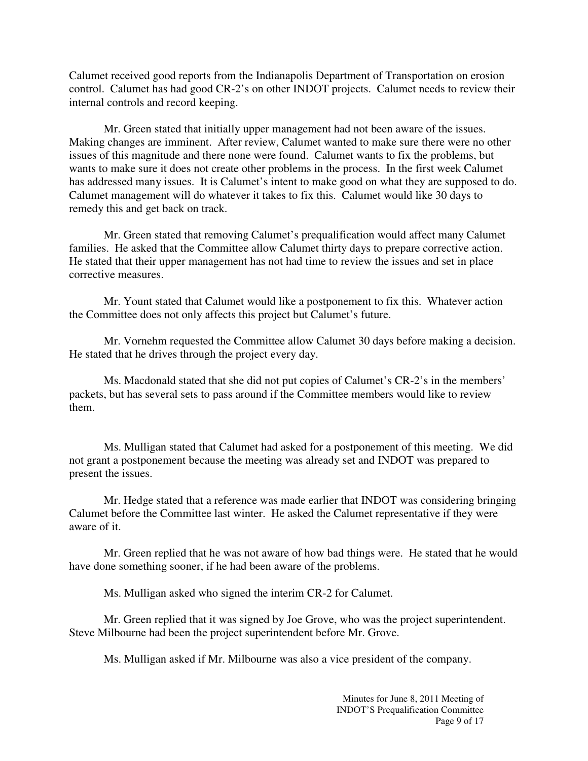Calumet received good reports from the Indianapolis Department of Transportation on erosion control. Calumet has had good CR-2's on other INDOT projects. Calumet needs to review their internal controls and record keeping.

Mr. Green stated that initially upper management had not been aware of the issues. Making changes are imminent. After review, Calumet wanted to make sure there were no other issues of this magnitude and there none were found. Calumet wants to fix the problems, but wants to make sure it does not create other problems in the process. In the first week Calumet has addressed many issues. It is Calumet's intent to make good on what they are supposed to do. Calumet management will do whatever it takes to fix this. Calumet would like 30 days to remedy this and get back on track.

Mr. Green stated that removing Calumet's prequalification would affect many Calumet families. He asked that the Committee allow Calumet thirty days to prepare corrective action. He stated that their upper management has not had time to review the issues and set in place corrective measures.

Mr. Yount stated that Calumet would like a postponement to fix this. Whatever action the Committee does not only affects this project but Calumet's future.

Mr. Vornehm requested the Committee allow Calumet 30 days before making a decision. He stated that he drives through the project every day.

Ms. Macdonald stated that she did not put copies of Calumet's CR-2's in the members' packets, but has several sets to pass around if the Committee members would like to review them.

Ms. Mulligan stated that Calumet had asked for a postponement of this meeting. We did not grant a postponement because the meeting was already set and INDOT was prepared to present the issues.

Mr. Hedge stated that a reference was made earlier that INDOT was considering bringing Calumet before the Committee last winter. He asked the Calumet representative if they were aware of it.

Mr. Green replied that he was not aware of how bad things were. He stated that he would have done something sooner, if he had been aware of the problems.

Ms. Mulligan asked who signed the interim CR-2 for Calumet.

Mr. Green replied that it was signed by Joe Grove, who was the project superintendent. Steve Milbourne had been the project superintendent before Mr. Grove.

Ms. Mulligan asked if Mr. Milbourne was also a vice president of the company.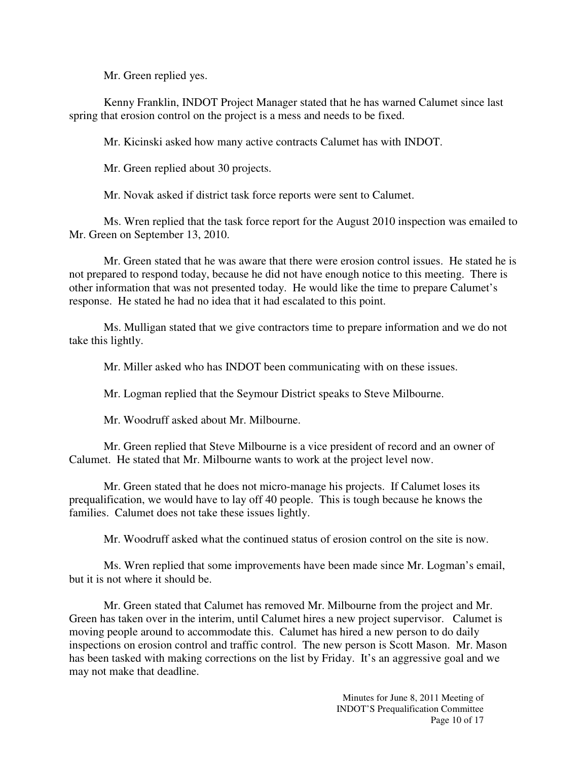Mr. Green replied yes.

Kenny Franklin, INDOT Project Manager stated that he has warned Calumet since last spring that erosion control on the project is a mess and needs to be fixed.

Mr. Kicinski asked how many active contracts Calumet has with INDOT.

Mr. Green replied about 30 projects.

Mr. Novak asked if district task force reports were sent to Calumet.

Ms. Wren replied that the task force report for the August 2010 inspection was emailed to Mr. Green on September 13, 2010.

Mr. Green stated that he was aware that there were erosion control issues. He stated he is not prepared to respond today, because he did not have enough notice to this meeting. There is other information that was not presented today. He would like the time to prepare Calumet's response. He stated he had no idea that it had escalated to this point.

Ms. Mulligan stated that we give contractors time to prepare information and we do not take this lightly.

Mr. Miller asked who has INDOT been communicating with on these issues.

Mr. Logman replied that the Seymour District speaks to Steve Milbourne.

Mr. Woodruff asked about Mr. Milbourne.

Mr. Green replied that Steve Milbourne is a vice president of record and an owner of Calumet. He stated that Mr. Milbourne wants to work at the project level now.

Mr. Green stated that he does not micro-manage his projects. If Calumet loses its prequalification, we would have to lay off 40 people. This is tough because he knows the families. Calumet does not take these issues lightly.

Mr. Woodruff asked what the continued status of erosion control on the site is now.

Ms. Wren replied that some improvements have been made since Mr. Logman's email, but it is not where it should be.

Mr. Green stated that Calumet has removed Mr. Milbourne from the project and Mr. Green has taken over in the interim, until Calumet hires a new project supervisor. Calumet is moving people around to accommodate this. Calumet has hired a new person to do daily inspections on erosion control and traffic control. The new person is Scott Mason. Mr. Mason has been tasked with making corrections on the list by Friday. It's an aggressive goal and we may not make that deadline.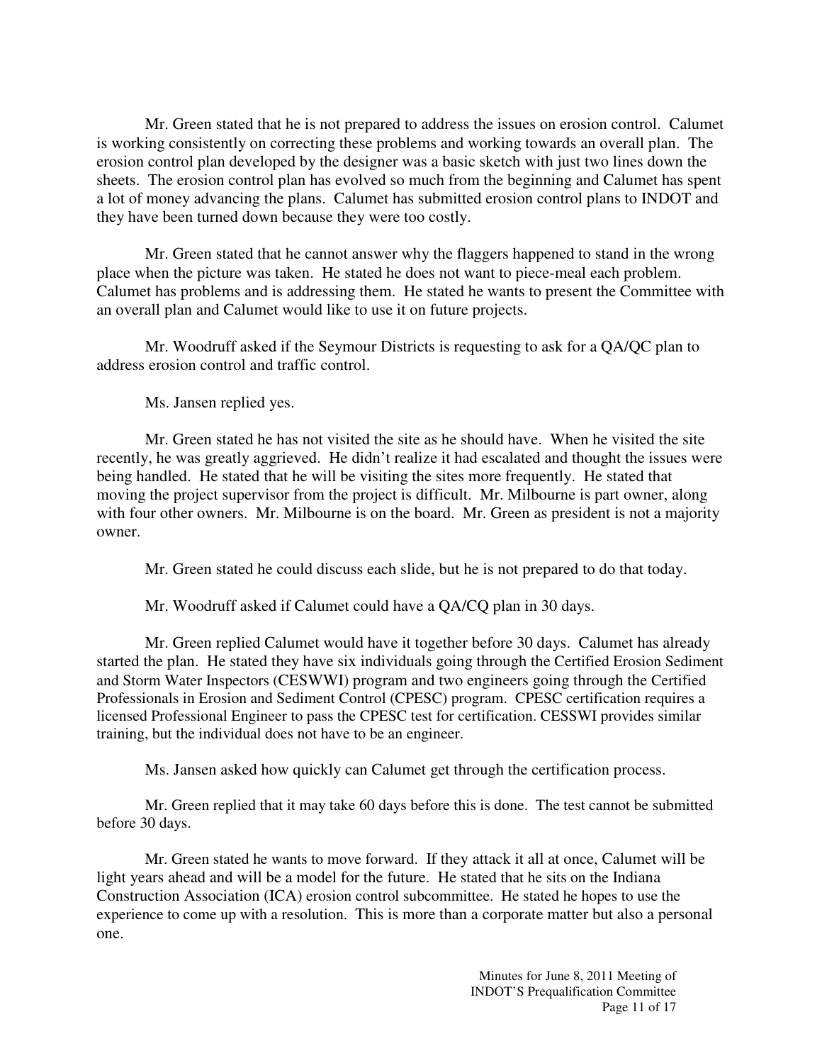Mr. Green stated that he is not prepared to address the issues on erosion control. Calumet is working consistently on correcting these problems and working towards an overall plan. The erosion control plan developed by the designer was a basic sketch with just two lines down the sheets. The erosion control plan has evolved so much from the beginning and Calumet has spent a lot of money advancing the plans. Calumet has submitted erosion control plans to INDOT and they have been turned down because they were too costly.

Mr. Green stated that he cannot answer why the flaggers happened to stand in the wrong place when the picture was taken. He stated he does not want to piece-meal each problem. Calumet has problems and is addressing them. He stated he wants to present the Committee with an overall plan and Calumet would like to use it on future projects.

Mr. Woodruff asked if the Seymour Districts is requesting to ask for a QA/QC plan to address erosion control and traffic control.

Ms. Jansen replied yes.

Mr. Green stated he has not visited the site as he should have. When he visited the site recently, he was greatly aggrieved. He didn't realize it had escalated and thought the issues were being handled. He stated that he will be visiting the sites more frequently. He stated that moving the project supervisor from the project is difficult. Mr. Milbourne is part owner, along with four other owners. Mr. Milbourne is on the board. Mr. Green as president is not a majority owner.

Mr. Green stated he could discuss each slide, but he is not prepared to do that today.

Mr. Woodruff asked if Calumet could have a QA/CQ plan in 30 days.

Mr. Green replied Calumet would have it together before 30 days. Calumet has already started the plan. He stated they have six individuals going through the Certified Erosion Sediment and Storm Water Inspectors (CESWWI) program and two engineers going through the Certified Professionals in Erosion and Sediment Control (CPESC) program. CPESC certification requires a licensed Professional Engineer to pass the CPESC test for certification. CESSWI provides similar training, but the individual does not have to be an engineer.

Ms. Jansen asked how quickly can Calumet get through the certification process.

Mr. Green replied that it may take 60 days before this is done. The test cannot be submitted before 30 days.

Mr. Green stated he wants to move forward. If they attack it all at once, Calumet will be light years ahead and will be a model for the future. He stated that he sits on the Indiana Construction Association (ICA) erosion control subcommittee. He stated he hopes to use the experience to come up with a resolution. This is more than a corporate matter but also a personal one.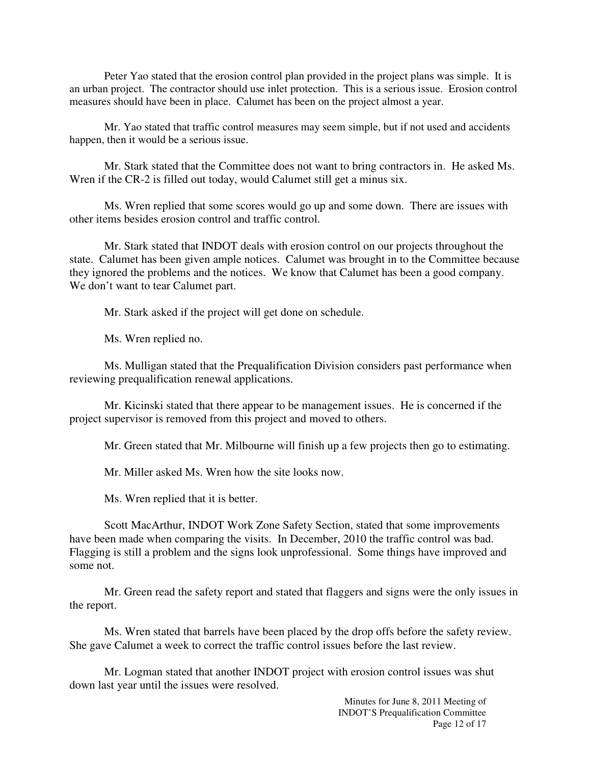Peter Yao stated that the erosion control plan provided in the project plans was simple. It is an urban project. The contractor should use inlet protection. This is a serious issue. Erosion control measures should have been in place. Calumet has been on the project almost a year.

Mr. Yao stated that traffic control measures may seem simple, but if not used and accidents happen, then it would be a serious issue.

Mr. Stark stated that the Committee does not want to bring contractors in. He asked Ms. Wren if the CR-2 is filled out today, would Calumet still get a minus six.

Ms. Wren replied that some scores would go up and some down. There are issues with other items besides erosion control and traffic control.

Mr. Stark stated that INDOT deals with erosion control on our projects throughout the state. Calumet has been given ample notices. Calumet was brought in to the Committee because they ignored the problems and the notices. We know that Calumet has been a good company. We don't want to tear Calumet part.

Mr. Stark asked if the project will get done on schedule.

Ms. Wren replied no.

Ms. Mulligan stated that the Prequalification Division considers past performance when reviewing prequalification renewal applications.

Mr. Kicinski stated that there appear to be management issues. He is concerned if the project supervisor is removed from this project and moved to others.

Mr. Green stated that Mr. Milbourne will finish up a few projects then go to estimating.

Mr. Miller asked Ms. Wren how the site looks now.

Ms. Wren replied that it is better.

Scott MacArthur, INDOT Work Zone Safety Section, stated that some improvements have been made when comparing the visits. In December, 2010 the traffic control was bad. Flagging is still a problem and the signs look unprofessional. Some things have improved and some not.

Mr. Green read the safety report and stated that flaggers and signs were the only issues in the report.

Ms. Wren stated that barrels have been placed by the drop offs before the safety review. She gave Calumet a week to correct the traffic control issues before the last review.

Mr. Logman stated that another INDOT project with erosion control issues was shut down last year until the issues were resolved.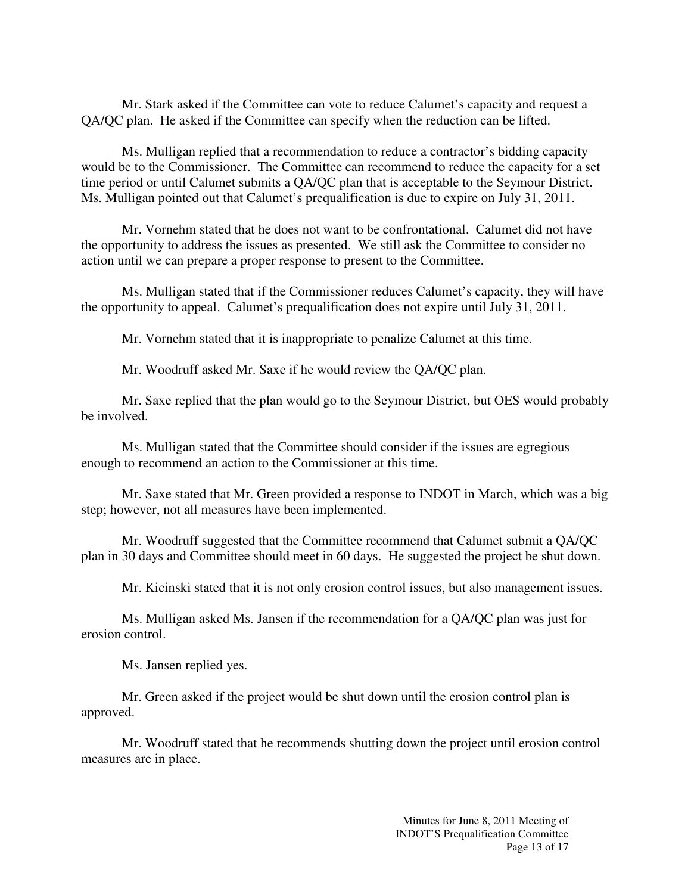Mr. Stark asked if the Committee can vote to reduce Calumet's capacity and request a QA/QC plan. He asked if the Committee can specify when the reduction can be lifted.

Ms. Mulligan replied that a recommendation to reduce a contractor's bidding capacity would be to the Commissioner. The Committee can recommend to reduce the capacity for a set time period or until Calumet submits a QA/QC plan that is acceptable to the Seymour District. Ms. Mulligan pointed out that Calumet's prequalification is due to expire on July 31, 2011.

Mr. Vornehm stated that he does not want to be confrontational. Calumet did not have the opportunity to address the issues as presented. We still ask the Committee to consider no action until we can prepare a proper response to present to the Committee.

Ms. Mulligan stated that if the Commissioner reduces Calumet's capacity, they will have the opportunity to appeal. Calumet's prequalification does not expire until July 31, 2011.

Mr. Vornehm stated that it is inappropriate to penalize Calumet at this time.

Mr. Woodruff asked Mr. Saxe if he would review the QA/QC plan.

Mr. Saxe replied that the plan would go to the Seymour District, but OES would probably be involved.

Ms. Mulligan stated that the Committee should consider if the issues are egregious enough to recommend an action to the Commissioner at this time.

Mr. Saxe stated that Mr. Green provided a response to INDOT in March, which was a big step; however, not all measures have been implemented.

Mr. Woodruff suggested that the Committee recommend that Calumet submit a QA/QC plan in 30 days and Committee should meet in 60 days. He suggested the project be shut down.

Mr. Kicinski stated that it is not only erosion control issues, but also management issues.

Ms. Mulligan asked Ms. Jansen if the recommendation for a QA/QC plan was just for erosion control.

Ms. Jansen replied yes.

Mr. Green asked if the project would be shut down until the erosion control plan is approved.

Mr. Woodruff stated that he recommends shutting down the project until erosion control measures are in place.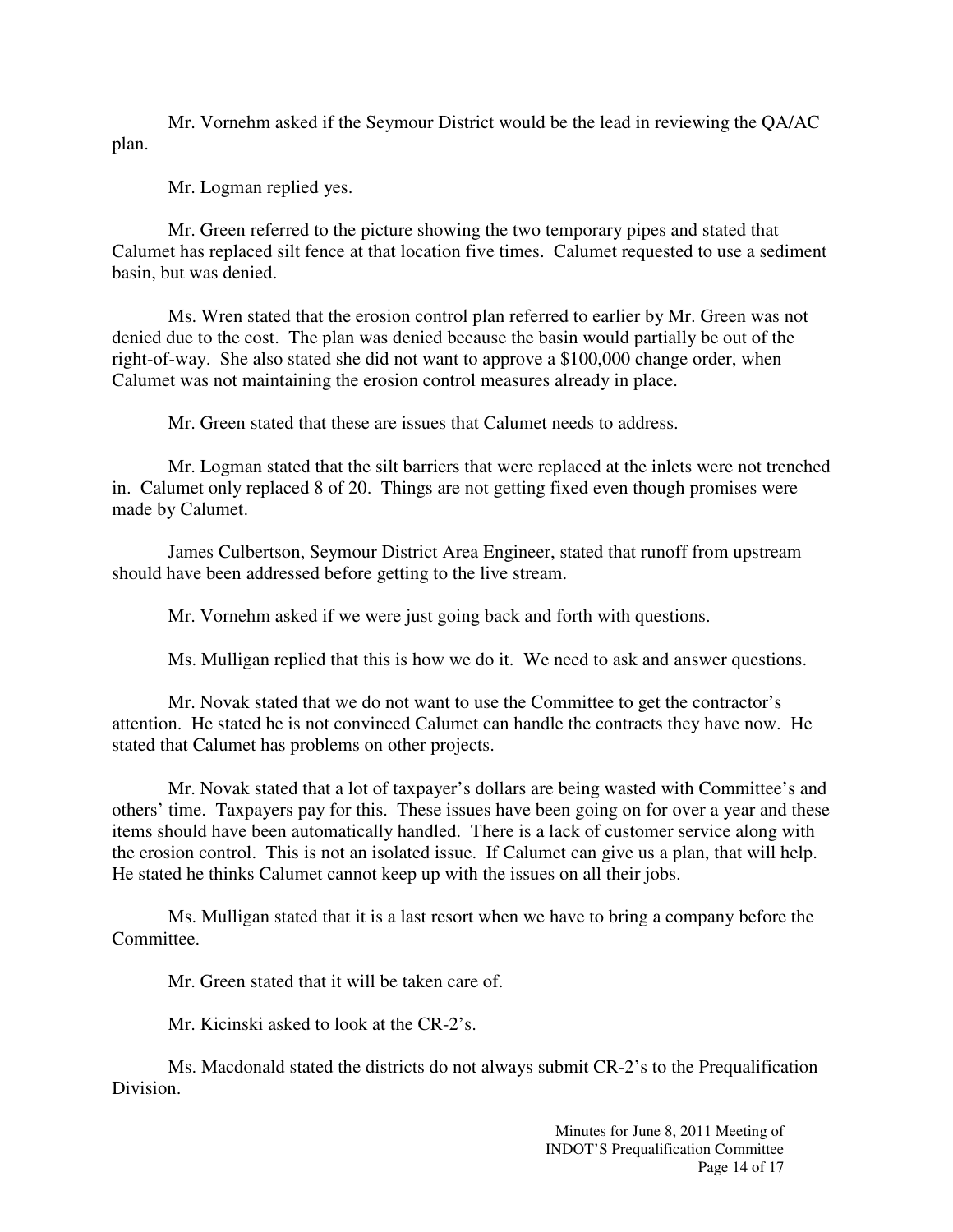Mr. Vornehm asked if the Seymour District would be the lead in reviewing the QA/AC plan.

Mr. Logman replied yes.

Mr. Green referred to the picture showing the two temporary pipes and stated that Calumet has replaced silt fence at that location five times. Calumet requested to use a sediment basin, but was denied.

Ms. Wren stated that the erosion control plan referred to earlier by Mr. Green was not denied due to the cost. The plan was denied because the basin would partially be out of the right-of-way. She also stated she did not want to approve a $100,000 change order, when Calumet was not maintaining the erosion control measures already in place.

Mr. Green stated that these are issues that Calumet needs to address.

Mr. Logman stated that the silt barriers that were replaced at the inlets were not trenched in. Calumet only replaced 8 of 20. Things are not getting fixed even though promises were made by Calumet.

James Culbertson, Seymour District Area Engineer, stated that runoff from upstream should have been addressed before getting to the live stream.

Mr. Vornehm asked if we were just going back and forth with questions.

Ms. Mulligan replied that this is how we do it. We need to ask and answer questions.

Mr. Novak stated that we do not want to use the Committee to get the contractor's attention. He stated he is not convinced Calumet can handle the contracts they have now. He stated that Calumet has problems on other projects.

Mr. Novak stated that a lot of taxpayer's dollars are being wasted with Committee's and others' time. Taxpayers pay for this. These issues have been going on for over a year and these items should have been automatically handled. There is a lack of customer service along with the erosion control. This is not an isolated issue. If Calumet can give us a plan, that will help. He stated he thinks Calumet cannot keep up with the issues on all their jobs.

Ms. Mulligan stated that it is a last resort when we have to bring a company before the Committee.

Mr. Green stated that it will be taken care of.

Mr. Kicinski asked to look at the CR-2's.

Ms. Macdonald stated the districts do not always submit CR-2's to the Prequalification Division.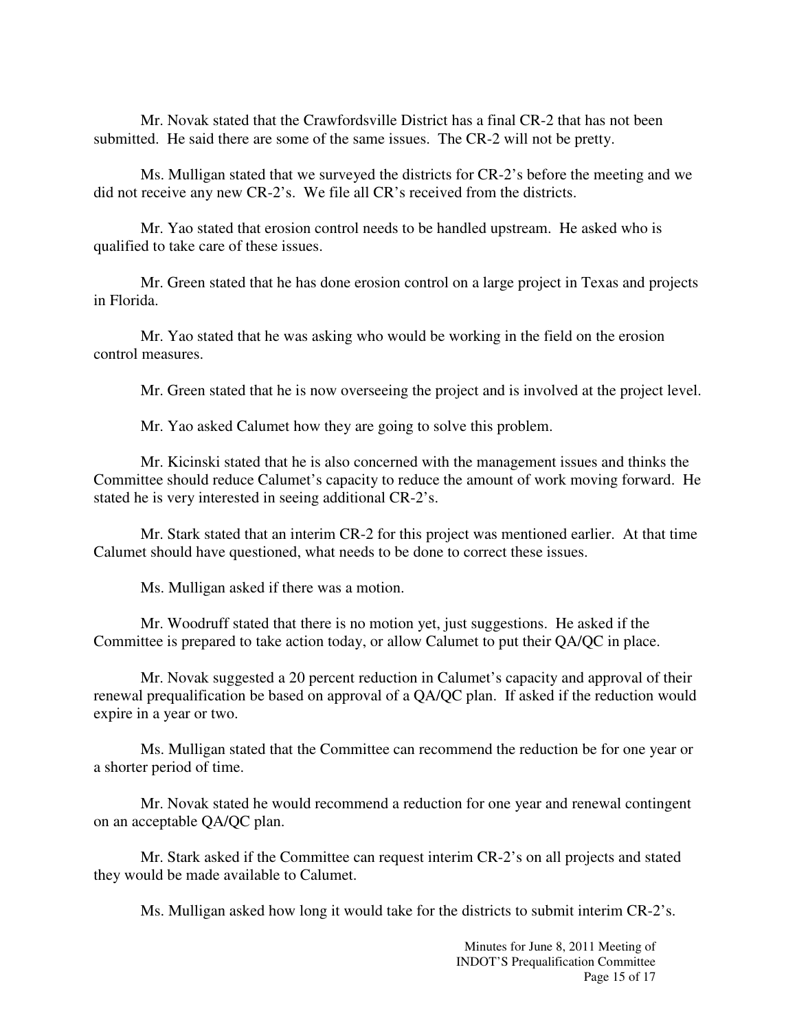Mr. Novak stated that the Crawfordsville District has a final CR-2 that has not been submitted. He said there are some of the same issues. The CR-2 will not be pretty.

Ms. Mulligan stated that we surveyed the districts for CR-2's before the meeting and we did not receive any new CR-2's. We file all CR's received from the districts.

Mr. Yao stated that erosion control needs to be handled upstream. He asked who is qualified to take care of these issues.

Mr. Green stated that he has done erosion control on a large project in Texas and projects in Florida.

Mr. Yao stated that he was asking who would be working in the field on the erosion control measures.

Mr. Green stated that he is now overseeing the project and is involved at the project level.

Mr. Yao asked Calumet how they are going to solve this problem.

Mr. Kicinski stated that he is also concerned with the management issues and thinks the Committee should reduce Calumet's capacity to reduce the amount of work moving forward. He stated he is very interested in seeing additional CR-2's.

Mr. Stark stated that an interim CR-2 for this project was mentioned earlier. At that time Calumet should have questioned, what needs to be done to correct these issues.

Ms. Mulligan asked if there was a motion.

Mr. Woodruff stated that there is no motion yet, just suggestions. He asked if the Committee is prepared to take action today, or allow Calumet to put their QA/QC in place.

Mr. Novak suggested a 20 percent reduction in Calumet's capacity and approval of their renewal prequalification be based on approval of a QA/QC plan. If asked if the reduction would expire in a year or two.

Ms. Mulligan stated that the Committee can recommend the reduction be for one year or a shorter period of time.

Mr. Novak stated he would recommend a reduction for one year and renewal contingent on an acceptable QA/QC plan.

Mr. Stark asked if the Committee can request interim CR-2's on all projects and stated they would be made available to Calumet.

Ms. Mulligan asked how long it would take for the districts to submit interim CR-2's.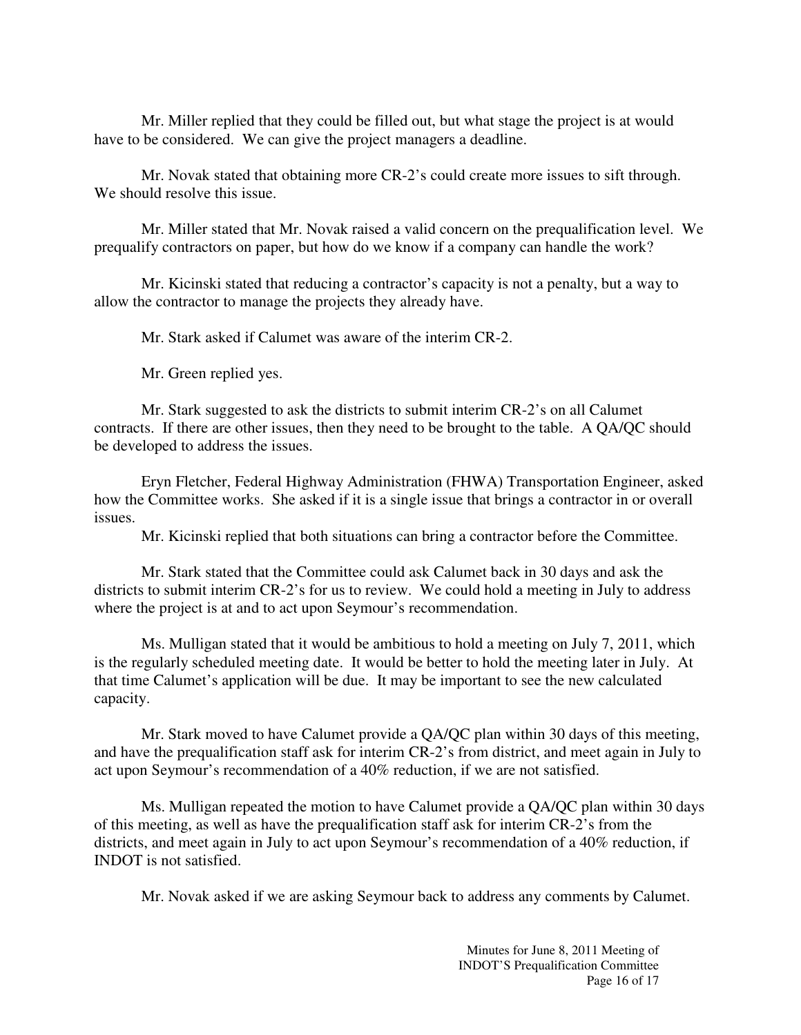Mr. Miller replied that they could be filled out, but what stage the project is at would have to be considered. We can give the project managers a deadline.

Mr. Novak stated that obtaining more CR-2's could create more issues to sift through. We should resolve this issue.

Mr. Miller stated that Mr. Novak raised a valid concern on the prequalification level. We prequalify contractors on paper, but how do we know if a company can handle the work?

Mr. Kicinski stated that reducing a contractor's capacity is not a penalty, but a way to allow the contractor to manage the projects they already have.

Mr. Stark asked if Calumet was aware of the interim CR-2.

Mr. Green replied yes.

Mr. Stark suggested to ask the districts to submit interim CR-2's on all Calumet contracts. If there are other issues, then they need to be brought to the table. A QA/QC should be developed to address the issues.

Eryn Fletcher, Federal Highway Administration (FHWA) Transportation Engineer, asked how the Committee works. She asked if it is a single issue that brings a contractor in or overall issues.

Mr. Kicinski replied that both situations can bring a contractor before the Committee.

Mr. Stark stated that the Committee could ask Calumet back in 30 days and ask the districts to submit interim CR-2's for us to review. We could hold a meeting in July to address where the project is at and to act upon Seymour's recommendation.

Ms. Mulligan stated that it would be ambitious to hold a meeting on July 7, 2011, which is the regularly scheduled meeting date. It would be better to hold the meeting later in July. At that time Calumet's application will be due. It may be important to see the new calculated capacity.

Mr. Stark moved to have Calumet provide a QA/QC plan within 30 days of this meeting, and have the prequalification staff ask for interim CR-2's from district, and meet again in July to act upon Seymour's recommendation of a 40% reduction, if we are not satisfied.

Ms. Mulligan repeated the motion to have Calumet provide a QA/QC plan within 30 days of this meeting, as well as have the prequalification staff ask for interim CR-2's from the districts, and meet again in July to act upon Seymour's recommendation of a 40% reduction, if INDOT is not satisfied.

Mr. Novak asked if we are asking Seymour back to address any comments by Calumet.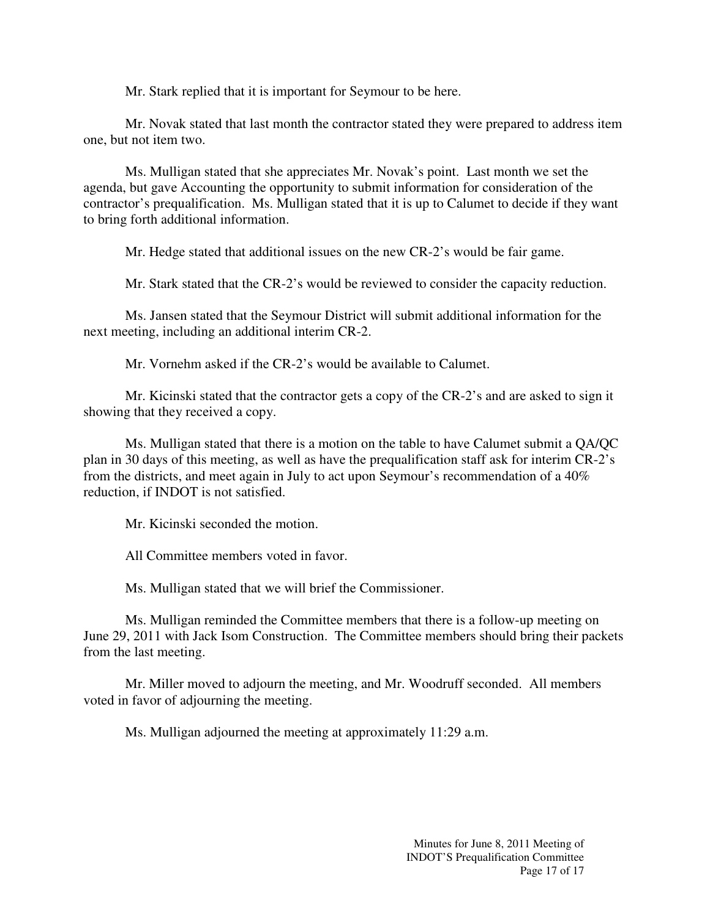Mr. Stark replied that it is important for Seymour to be here.

Mr. Novak stated that last month the contractor stated they were prepared to address item one, but not item two.

Ms. Mulligan stated that she appreciates Mr. Novak's point. Last month we set the agenda, but gave Accounting the opportunity to submit information for consideration of the contractor's prequalification. Ms. Mulligan stated that it is up to Calumet to decide if they want to bring forth additional information.

Mr. Hedge stated that additional issues on the new CR-2's would be fair game.

Mr. Stark stated that the CR-2's would be reviewed to consider the capacity reduction.

Ms. Jansen stated that the Seymour District will submit additional information for the next meeting, including an additional interim CR-2.

Mr. Vornehm asked if the CR-2's would be available to Calumet.

Mr. Kicinski stated that the contractor gets a copy of the CR-2's and are asked to sign it showing that they received a copy.

Ms. Mulligan stated that there is a motion on the table to have Calumet submit a QA/QC plan in 30 days of this meeting, as well as have the prequalification staff ask for interim CR-2's from the districts, and meet again in July to act upon Seymour's recommendation of a 40% reduction, if INDOT is not satisfied.

Mr. Kicinski seconded the motion.

All Committee members voted in favor.

Ms. Mulligan stated that we will brief the Commissioner.

Ms. Mulligan reminded the Committee members that there is a follow-up meeting on June 29, 2011 with Jack Isom Construction. The Committee members should bring their packets from the last meeting.

Mr. Miller moved to adjourn the meeting, and Mr. Woodruff seconded. All members voted in favor of adjourning the meeting.

Ms. Mulligan adjourned the meeting at approximately 11:29 a.m.